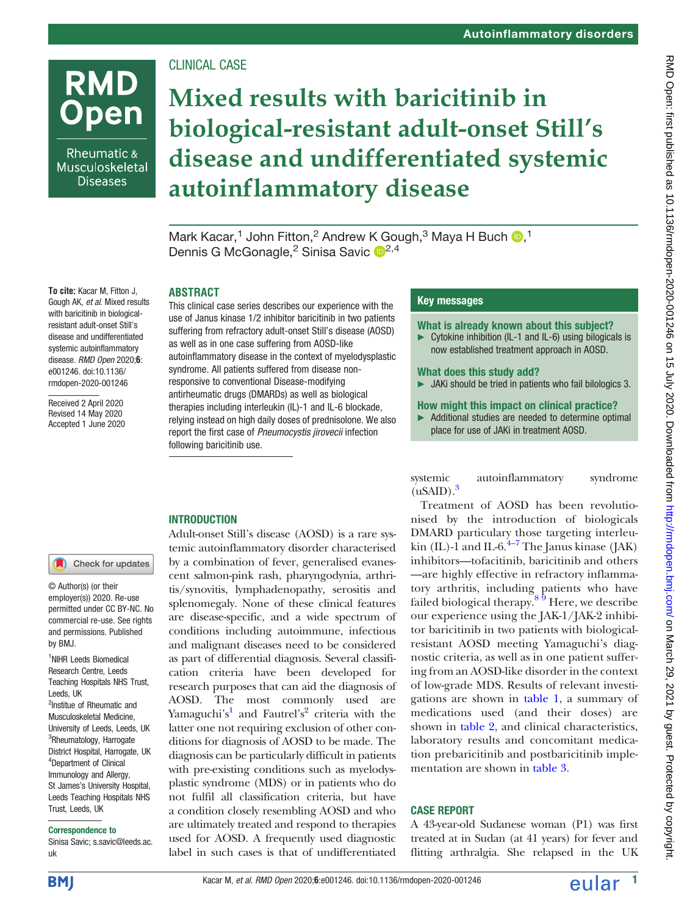Autoinflammatory disorders

CLINICAL CASE

# Mixed results with baricitinib in biological-resistant adult-onset Still's disease and undifferentiated systemic autoinflammatory disease

Mark Kacar,[1] John Fitton,[2] Andrew K Gough,[3] Maya H Buch,[1] Dennis G McGonagle,[2] Sinisa Savic[2,4]

**To cite:** Kacar M, Fitton J, Gough AK, *et al*. Mixed results with baricitinib in biological-resistant adult-onset Still's disease and undifferentiated systemic autoinflammatory disease. *RMD Open* 2020;**6**: e001246. doi:10.1136/rmdopen-2020-001246

Received 2 April 2020
Revised 14 May 2020
Accepted 1 June 2020

© Author(s) (or their employer(s)) 2020. Re-use permitted under CC BY-NC. No commercial re-use. See rights and permissions. Published by BMJ.

[1]NIHR Leeds Biomedical Research Centre, Leeds Teaching Hospitals NHS Trust, Leeds, UK
[2]Institue of Rheumatic and Musculoskeletal Medicine, University of Leeds, Leeds, UK
[3]Rheumatology, Harrogate District Hospital, Harrogate, UK
[4]Department of Clinical Immunology and Allergy, St James's University Hospital, Leeds Teaching Hospitals NHS Trust, Leeds, UK

**Correspondence to**
Sinisa Savic; s.savic@leeds.ac.uk

## ABSTRACT

This clinical case series describes our experience with the use of Janus kinase 1/2 inhibitor baricitinib in two patients suffering from refractory adult-onset Still's disease (AOSD) as well as in one case suffering from AOSD-like autoinflammatory disease in the context of myelodysplastic syndrome. All patients suffered from disease non-responsive to conventional Disease-modifying antirheumatic drugs (DMARDs) as well as biological therapies including interleukin (IL)-1 and IL-6 blockade, relying instead on high daily doses of prednisolone. We also report the first case of *Pneumocystis jirovecii* infection following baricitinib use.

## Key messages

**What is already known about this subject?**

- Cytokine inhibition (IL-1 and IL-6) using biologicals is now established treatment approach in AOSD.

**What does this study add?**

- JAKi should be tried in patients who fail bilologics 3.

**How might this impact on clinical practice?**

- Additional studies are needed to determine optimal place for use of JAKi in treatment AOSD.

## INTRODUCTION

Adult-onset Still's disease (AOSD) is a rare systemic autoinflammatory disorder characterised by a combination of fever, generalised evanescent salmon-pink rash, pharyngodynia, arthritis/synovitis, lymphadenopathy, serositis and splenomegaly. None of these clinical features are disease-specific, and a wide spectrum of conditions including autoimmune, infectious and malignant diseases need to be considered as part of differential diagnosis. Several classification criteria have been developed for research purposes that can aid the diagnosis of AOSD. The most commonly used are Yamaguchi's[1] and Fautrel's[2] criteria with the latter one not requiring exclusion of other conditions for diagnosis of AOSD to be made. The diagnosis can be particularly difficult in patients with pre-existing conditions such as myelodysplastic syndrome (MDS) or in patients who do not fulfil all classification criteria, but have a condition closely resembling AOSD and who are ultimately treated and respond to therapies used for AOSD. A frequently used diagnostic label in such cases is that of undifferentiated systemic autoinflammatory syndrome (uSAID).[3]

Treatment of AOSD has been revolutionised by the introduction of biologicals DMARD particulary those targeting interleukin (IL)-1 and IL-6.[4–7] The Janus kinase (JAK) inhibitors—tofacitinib, baricitinib and others—are highly effective in refractory inflammatory arthritis, including patients who have failed biological therapy.[8 9] Here, we describe our experience using the JAK-1/JAK-2 inhibitor baricitinib in two patients with biological-resistant AOSD meeting Yamaguchi's diagnostic criteria, as well as in one patient suffering from an AOSD-like disorder in the context of low-grade MDS. Results of relevant investigations are shown in table 1, a summary of medications used (and their doses) are shown in table 2, and clinical characteristics, laboratory results and concomitant medication prebaricitinib and postbaricitinib implementation are shown in table 3.

## CASE REPORT

A 43-year-old Sudanese woman (P1) was first treated at in Sudan (at 41 years) for fever and flitting arthralgia. She relapsed in the UK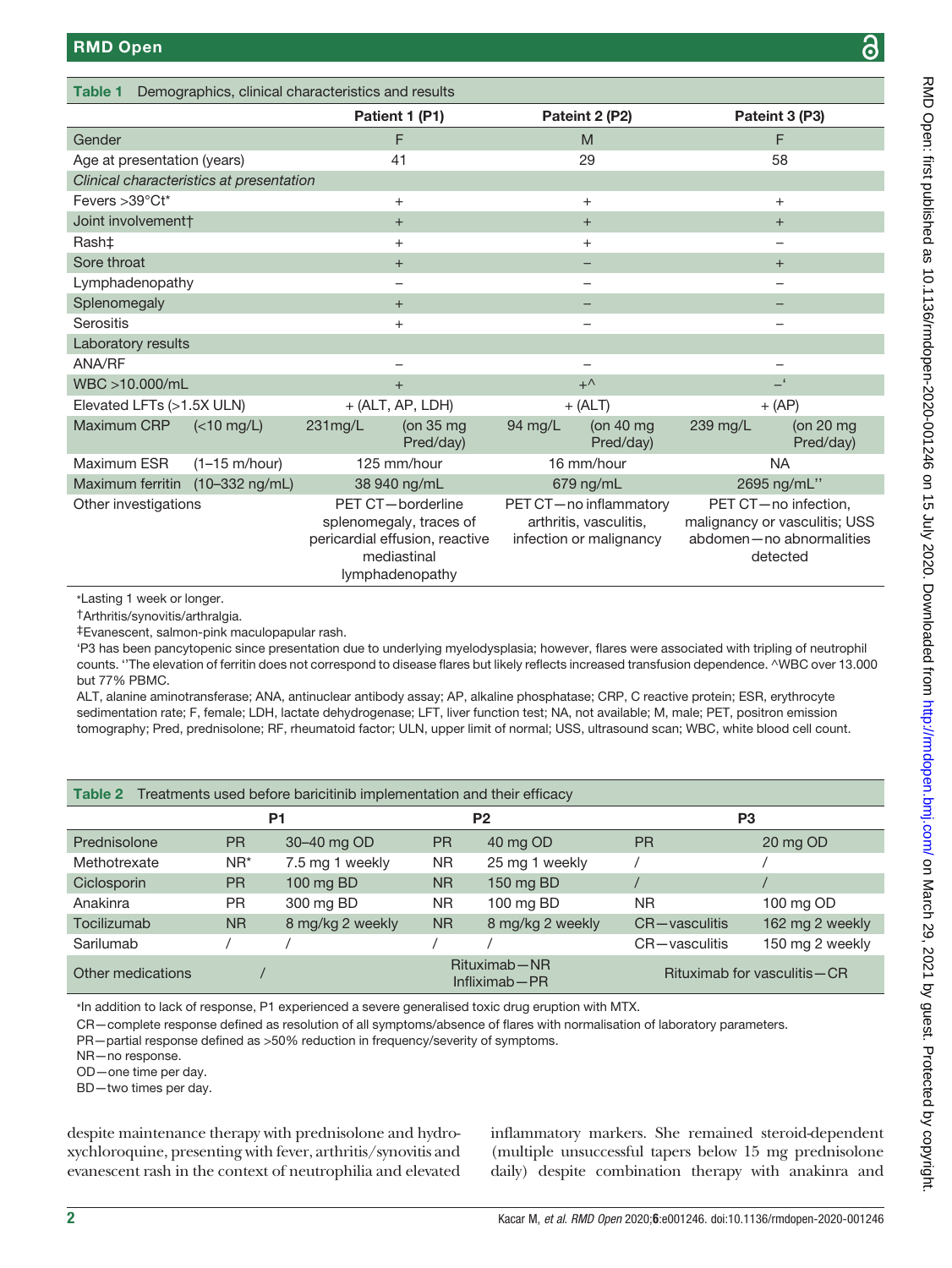**Table 1** Demographics, clinical characteristics and results

| | | Patient 1 (P1) | | Pateint 2 (P2) | | Pateint 3 (P3) | |
|---|---|---|---|---|---|---|---|
| Gender | | F | | M | | F | |
| Age at presentation (years) | | 41 | | 29 | | 58 | |
| *Clinical characteristics at presentation* | | | | | | | |
| Fevers >39°Ct* | | + | | + | | + | |
| Joint involvement† | | + | | + | | + | |
| Rash‡ | | + | | + | | – | |
| Sore throat | | + | | – | | + | |
| Lymphadenopathy | | – | | – | | – | |
| Splenomegaly | | + | | – | | – | |
| Serositis | | + | | – | | – | |
| Laboratory results | | | | | | | |
| ANA/RF | | – | | – | | – | |
| WBC >10.000/mL | | + | | +^ | | –‘ | |
| Elevated LFTs (>1.5X ULN) | | + (ALT, AP, LDH) | | + (ALT) | | + (AP) | |
| Maximum CRP | (<10 mg/L) | 231mg/L | (on 35 mg Pred/day) | 94 mg/L | (on 40 mg Pred/day) | 239 mg/L | (on 20 mg Pred/day) |
| Maximum ESR | (1–15 m/hour) | 125 mm/hour | | 16 mm/hour | | NA | |
| Maximum ferritin | (10–332 ng/mL) | 38 940 ng/mL | | 679 ng/mL | | 2695 ng/mL'' | |
| Other investigations | | PET CT—borderline splenomegaly, traces of pericardial effusion, reactive mediastinal lymphadenopathy | | PET CT—no inflammatory arthritis, vasculitis, infection or malignancy | | PET CT—no infection, malignancy or vasculitis; USS abdomen—no abnormalities detected | |

*Lasting 1 week or longer.
†Arthritis/synovitis/arthralgia.
‡Evanescent, salmon-pink maculopapular rash.
‘P3 has been pancytopenic since presentation due to underlying myelodysplasia; however, flares were associated with tripling of neutrophil counts. ''The elevation of ferritin does not correspond to disease flares but likely reflects increased transfusion dependence. ^WBC over 13.000 but 77% PBMC.
ALT, alanine aminotransferase; ANA, antinuclear antibody assay; AP, alkaline phosphatase; CRP, C reactive protein; ESR, erythrocyte sedimentation rate; F, female; LDH, lactate dehydrogenase; LFT, liver function test; NA, not available; M, male; PET, positron emission tomography; Pred, prednisolone; RF, rheumatoid factor; ULN, upper limit of normal; USS, ultrasound scan; WBC, white blood cell count.

**Table 2** Treatments used before baricitinib implementation and their efficacy

| | P1 | | P2 | | P3 | |
|---|---|---|---|---|---|---|
| Prednisolone | PR | 30–40 mg OD | PR | 40 mg OD | PR | 20 mg OD |
| Methotrexate | NR* | 7.5 mg 1 weekly | NR | 25 mg 1 weekly | / | / |
| Ciclosporin | PR | 100 mg BD | NR | 150 mg BD | / | / |
| Anakinra | PR | 300 mg BD | NR | 100 mg BD | NR | 100 mg OD |
| Tocilizumab | NR | 8 mg/kg 2 weekly | NR | 8 mg/kg 2 weekly | CR—vasculitis | 162 mg 2 weekly |
| Sarilumab | / | / | / | / | CR—vasculitis | 150 mg 2 weekly |
| Other medications | / | | Rituximab—NR Infliximab—PR | | Rituximab for vasculitis—CR | |

*In addition to lack of response, P1 experienced a severe generalised toxic drug eruption with MTX.
CR—complete response defined as resolution of all symptoms/absence of flares with normalisation of laboratory parameters.
PR—partial response defined as >50% reduction in frequency/severity of symptoms.
NR—no response.
OD—one time per day.
BD—two times per day.

despite maintenance therapy with prednisolone and hydroxychloroquine, presenting with fever, arthritis/synovitis and evanescent rash in the context of neutrophilia and elevated inflammatory markers. She remained steroid-dependent (multiple unsuccessful tapers below 15 mg prednisolone daily) despite combination therapy with anakinra and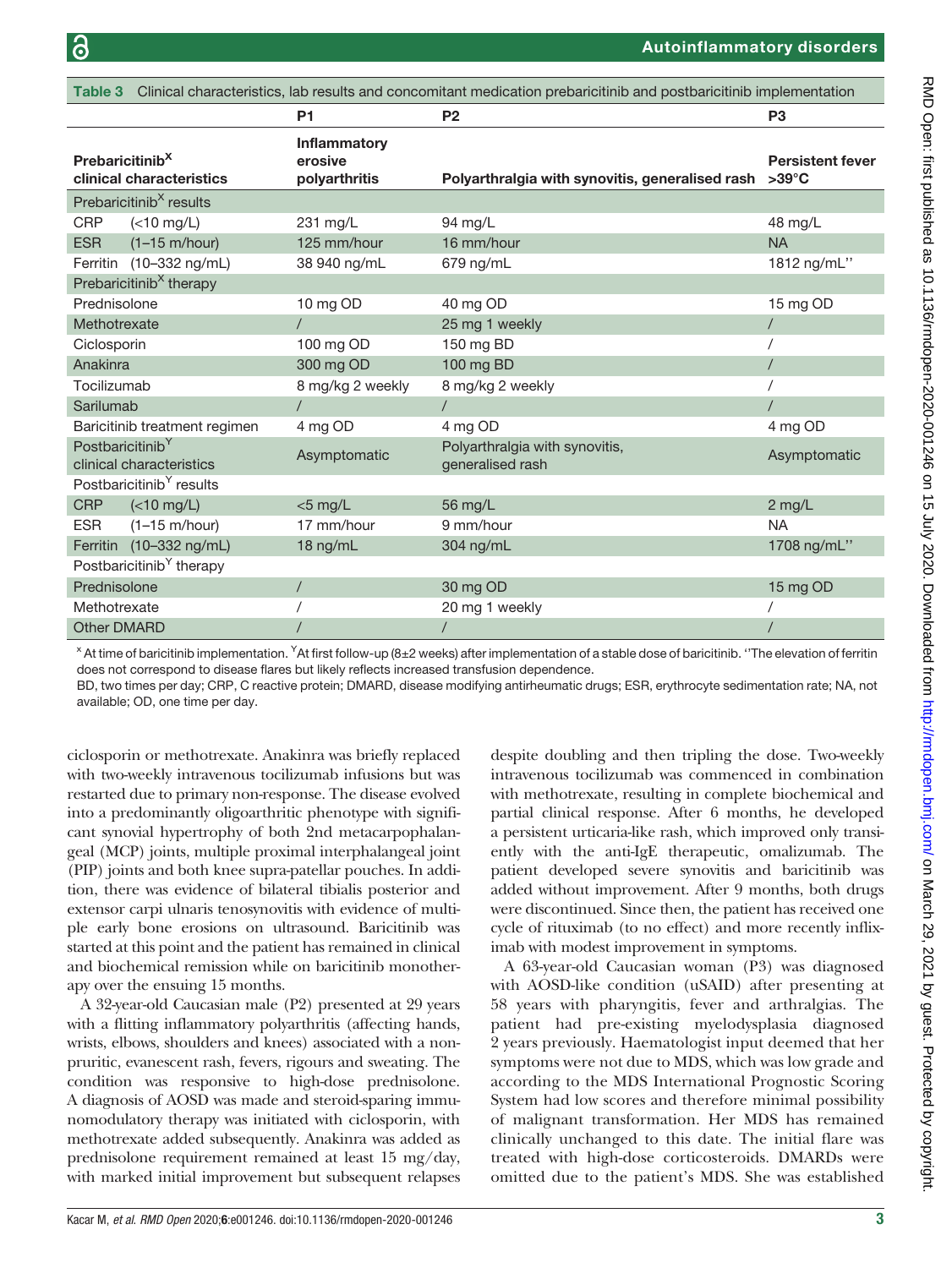Table 3 Clinical characteristics, lab results and concomitant medication prebaricitinib and postbaricitinib implementation

| | P1 | P2 | P3 |
|---|---|---|---|
| **Prebaricitinib[X] clinical characteristics** | **Inflammatory erosive polyarthritis** | **Polyarthralgia with synovitis, generalised rash** | **Persistent fever >39°C** |
| Prebaricitinib[X] results | | | |
| CRP (<10 mg/L) | 231 mg/L | 94 mg/L | 48 mg/L |
| ESR (1–15 m/hour) | 125 mm/hour | 16 mm/hour | NA |
| Ferritin (10–332 ng/mL) | 38 940 ng/mL | 679 ng/mL | 1812 ng/mL'' |
| Prebaricitinib[X] therapy | | | |
| Prednisolone | 10 mg OD | 40 mg OD | 15 mg OD |
| Methotrexate | / | 25 mg 1 weekly | / |
| Ciclosporin | 100 mg OD | 150 mg BD | / |
| Anakinra | 300 mg OD | 100 mg BD | / |
| Tocilizumab | 8 mg/kg 2 weekly | 8 mg/kg 2 weekly | / |
| Sarilumab | / | / | / |
| Baricitinib treatment regimen | 4 mg OD | 4 mg OD | 4 mg OD |
| Postbaricitinib[Y] clinical characteristics | Asymptomatic | Polyarthralgia with synovitis, generalised rash | Asymptomatic |
| Postbaricitinib[Y] results | | | |
| CRP (<10 mg/L) | <5 mg/L | 56 mg/L | 2 mg/L |
| ESR (1–15 m/hour) | 17 mm/hour | 9 mm/hour | NA |
| Ferritin (10–332 ng/mL) | 18 ng/mL | 304 ng/mL | 1708 ng/mL'' |
| Postbaricitinib[Y] therapy | | | |
| Prednisolone | / | 30 mg OD | 15 mg OD |
| Methotrexate | / | 20 mg 1 weekly | / |
| Other DMARD | / | / | / |

[X] At time of baricitinib implementation. [Y] At first follow-up (8±2 weeks) after implementation of a stable dose of baricitinib. ''The elevation of ferritin does not correspond to disease flares but likely reflects increased transfusion dependence.

BD, two times per day; CRP, C reactive protein; DMARD, disease modifying antirheumatic drugs; ESR, erythrocyte sedimentation rate; NA, not available; OD, one time per day.

ciclosporin or methotrexate. Anakinra was briefly replaced with two-weekly intravenous tocilizumab infusions but was restarted due to primary non-response. The disease evolved into a predominantly oligoarthritic phenotype with significant synovial hypertrophy of both 2nd metacarpophalangeal (MCP) joints, multiple proximal interphalangeal joint (PIP) joints and both knee supra-patellar pouches. In addition, there was evidence of bilateral tibialis posterior and extensor carpi ulnaris tenosynovitis with evidence of multiple early bone erosions on ultrasound. Baricitinib was started at this point and the patient has remained in clinical and biochemical remission while on baricitinib monotherapy over the ensuing 15 months.

A 32-year-old Caucasian male (P2) presented at 29 years with a flitting inflammatory polyarthritis (affecting hands, wrists, elbows, shoulders and knees) associated with a non-pruritic, evanescent rash, fevers, rigours and sweating. The condition was responsive to high-dose prednisolone. A diagnosis of AOSD was made and steroid-sparing immunomodulatory therapy was initiated with ciclosporin, with methotrexate added subsequently. Anakinra was added as prednisolone requirement remained at least 15 mg/day, with marked initial improvement but subsequent relapses despite doubling and then tripling the dose. Two-weekly intravenous tocilizumab was commenced in combination with methotrexate, resulting in complete biochemical and partial clinical response. After 6 months, he developed a persistent urticaria-like rash, which improved only transiently with the anti-IgE therapeutic, omalizumab. The patient developed severe synovitis and baricitinib was added without improvement. After 9 months, both drugs were discontinued. Since then, the patient has received one cycle of rituximab (to no effect) and more recently infliximab with modest improvement in symptoms.

A 63-year-old Caucasian woman (P3) was diagnosed with AOSD-like condition (uSAID) after presenting at 58 years with pharyngitis, fever and arthralgias. The patient had pre-existing myelodysplasia diagnosed 2 years previously. Haematologist input deemed that her symptoms were not due to MDS, which was low grade and according to the MDS International Prognostic Scoring System had low scores and therefore minimal possibility of malignant transformation. Her MDS has remained clinically unchanged to this date. The initial flare was treated with high-dose corticosteroids. DMARDs were omitted due to the patient's MDS. She was established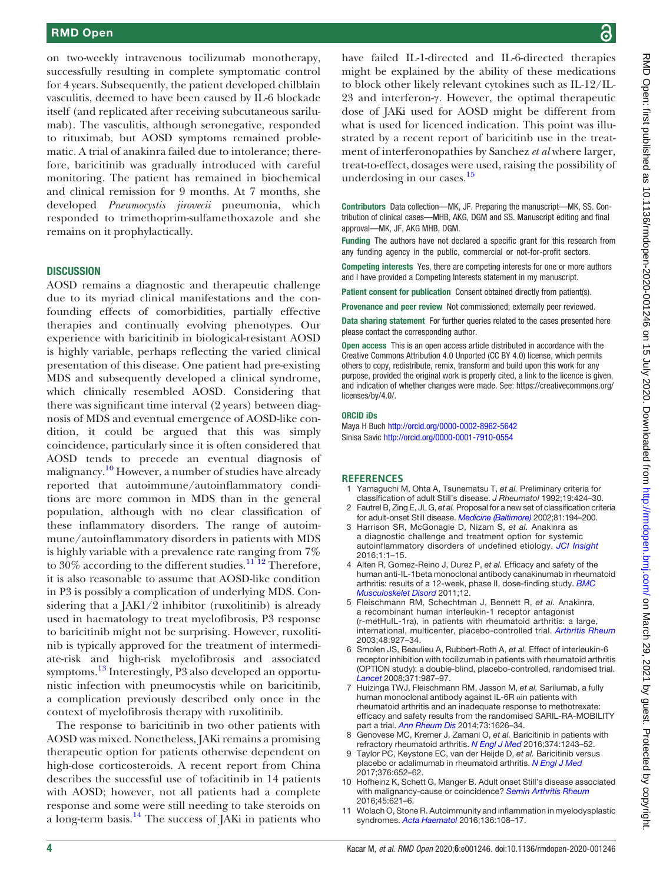on two-weekly intravenous tocilizumab monotherapy, successfully resulting in complete symptomatic control for 4 years. Subsequently, the patient developed chilblain vasculitis, deemed to have been caused by IL-6 blockade itself (and replicated after receiving subcutaneous sarilumab). The vasculitis, although seronegative, responded to rituximab, but AOSD symptoms remained problematic. A trial of anakinra failed due to intolerance; therefore, baricitinib was gradually introduced with careful monitoring. The patient has remained in biochemical and clinical remission for 9 months. At 7 months, she developed *Pneumocystis jirovecii* pneumonia, which responded to trimethoprim-sulfamethoxazole and she remains on it prophylactically.

## DISCUSSION

AOSD remains a diagnostic and therapeutic challenge due to its myriad clinical manifestations and the confounding effects of comorbidities, partially effective therapies and continually evolving phenotypes. Our experience with baricitinib in biological-resistant AOSD is highly variable, perhaps reflecting the varied clinical presentation of this disease. One patient had pre-existing MDS and subsequently developed a clinical syndrome, which clinically resembled AOSD. Considering that there was significant time interval (2 years) between diagnosis of MDS and eventual emergence of AOSD-like condition, it could be argued that this was simply coincidence, particularly since it is often considered that AOSD tends to precede an eventual diagnosis of malignancy.[10] However, a number of studies have already reported that autoimmune/autoinflammatory conditions are more common in MDS than in the general population, although with no clear classification of these inflammatory disorders. The range of autoimmune/autoinflammatory disorders in patients with MDS is highly variable with a prevalence rate ranging from 7% to 30% according to the different studies.[11,12] Therefore, it is also reasonable to assume that AOSD-like condition in P3 is possibly a complication of underlying MDS. Considering that a JAK1/2 inhibitor (ruxolitinib) is already used in haematology to treat myelofibrosis, P3 response to baricitinib might not be surprising. However, ruxolitinib is typically approved for the treatment of intermediate-risk and high-risk myelofibrosis and associated symptoms.[13] Interestingly, P3 also developed an opportunistic infection with pneumocystis while on baricitinib, a complication previously described only once in the context of myelofibrosis therapy with ruxolitinib.

The response to baricitinib in two other patients with AOSD was mixed. Nonetheless, JAKi remains a promising therapeutic option for patients otherwise dependent on high-dose corticosteroids. A recent report from China describes the successful use of tofacitinib in 14 patients with AOSD; however, not all patients had a complete response and some were still needing to take steroids on a long-term basis.[14] The success of JAKi in patients who have failed IL-1-directed and IL-6-directed therapies might be explained by the ability of these medications to block other likely relevant cytokines such as IL-12/IL-23 and interferon-γ. However, the optimal therapeutic dose of JAKi used for AOSD might be different from what is used for licenced indication. This point was illustrated by a recent report of baricitinb use in the treatment of interferonopathies by Sanchez *et al* where larger, treat-to-effect, dosages were used, raising the possibility of underdosing in our cases.[15]

**Contributors** Data collection—MK, JF. Preparing the manuscript—MK, SS. Contribution of clinical cases—MHB, AKG, DGM and SS. Manuscript editing and final approval—MK, JF, AKG MHB, DGM.

**Funding** The authors have not declared a specific grant for this research from any funding agency in the public, commercial or not-for-profit sectors.

**Competing interests** Yes, there are competing interests for one or more authors and I have provided a Competing Interests statement in my manuscript.

**Patient consent for publication** Consent obtained directly from patient(s).

**Provenance and peer review** Not commissioned; externally peer reviewed.

**Data sharing statement** For further queries related to the cases presented here please contact the corresponding author.

**Open access** This is an open access article distributed in accordance with the Creative Commons Attribution 4.0 Unported (CC BY 4.0) license, which permits others to copy, redistribute, remix, transform and build upon this work for any purpose, provided the original work is properly cited, a link to the licence is given, and indication of whether changes were made. See: https://creativecommons.org/licenses/by/4.0/.

### ORCID iDs

Maya H Buch http://orcid.org/0000-0002-8962-5642
Sinisa Savic http://orcid.org/0000-0001-7910-0554

## REFERENCES

1. Yamaguchi M, Ohta A, Tsunematsu T, *et al.* Preliminary criteria for classification of adult Still's disease. *J Rheumatol* 1992;19:424–30.
2. Fautrel B, Zing E, JL G, *et al.* Proposal for a new set of classification criteria for adult-onset Still disease. *Medicine (Baltimore)* 2002;81:194–200.
3. Harrison SR, McGonagle D, Nizam S, *et al.* Anakinra as a diagnostic challenge and treatment option for systemic autoinflammatory disorders of undefined etiology. *JCI Insight* 2016;1:1–15.
4. Alten R, Gomez-Reino J, Durez P, *et al.* Efficacy and safety of the human anti-IL-1beta monoclonal antibody canakinumab in rheumatoid arthritis: results of a 12-week, phase II, dose-finding study. *BMC Musculoskelet Disord* 2011;12.
5. Fleischmann RM, Schechtman J, Bennett R, *et al.* Anakinra, a recombinant human interleukin-1 receptor antagonist (r-metHuIL-1ra), in patients with rheumatoid arthritis: a large, international, multicenter, placebo-controlled trial. *Arthritis Rheum* 2003;48:927–34.
6. Smolen JS, Beaulieu A, Rubbert-Roth A, *et al.* Effect of interleukin-6 receptor inhibition with tocilizumab in patients with rheumatoid arthritis (OPTION study): a double-blind, placebo-controlled, randomised trial. *Lancet* 2008;371:987–97.
7. Huizinga TWJ, Fleischmann RM, Jasson M, *et al.* Sarilumab, a fully human monoclonal antibody against IL-6R αin patients with rheumatoid arthritis and an inadequate response to methotrexate: efficacy and safety results from the randomised SARIL-RA-MOBILITY part a trial. *Ann Rheum Dis* 2014;73:1626–34.
8. Genovese MC, Kremer J, Zamani O, *et al.* Baricitinib in patients with refractory rheumatoid arthritis. *N Engl J Med* 2016;374:1243–52.
9. Taylor PC, Keystone EC, van der Heijde D, *et al.* Baricitinib versus placebo or adalimumab in rheumatoid arthritis. *N Engl J Med* 2017;376:652–62.
10. Hofheinz K, Schett G, Manger B. Adult onset Still's disease associated with malignancy-cause or coincidence? *Semin Arthritis Rheum* 2016;45:621–6.
11. Wolach O, Stone R. Autoimmunity and inflammation in myelodysplastic syndromes. *Acta Haematol* 2016;136:108–17.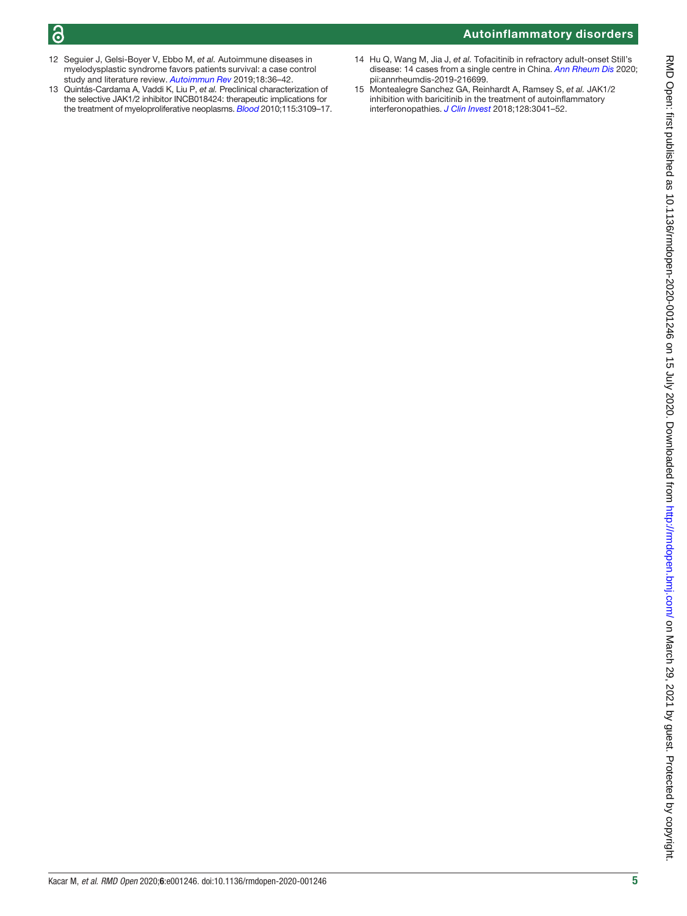12 Seguier J, Gelsi-Boyer V, Ebbo M, *et al.* Autoimmune diseases in myelodysplastic syndrome favors patients survival: a case control study and literature review. *Autoimmun Rev* 2019;18:36–42.

13 Quintás-Cardama A, Vaddi K, Liu P, *et al.* Preclinical characterization of the selective JAK1/2 inhibitor INCB018424: therapeutic implications for the treatment of myeloproliferative neoplasms. *Blood* 2010;115:3109–17.

14 Hu Q, Wang M, Jia J, *et al.* Tofacitinib in refractory adult-onset Still's disease: 14 cases from a single centre in China. *Ann Rheum Dis* 2020; pii:annrheumdis-2019-216699.

15 Montealegre Sanchez GA, Reinhardt A, Ramsey S, *et al.* JAK1/2 inhibition with baricitinib in the treatment of autoinflammatory interferonopathies. *J Clin Invest* 2018;128:3041–52.